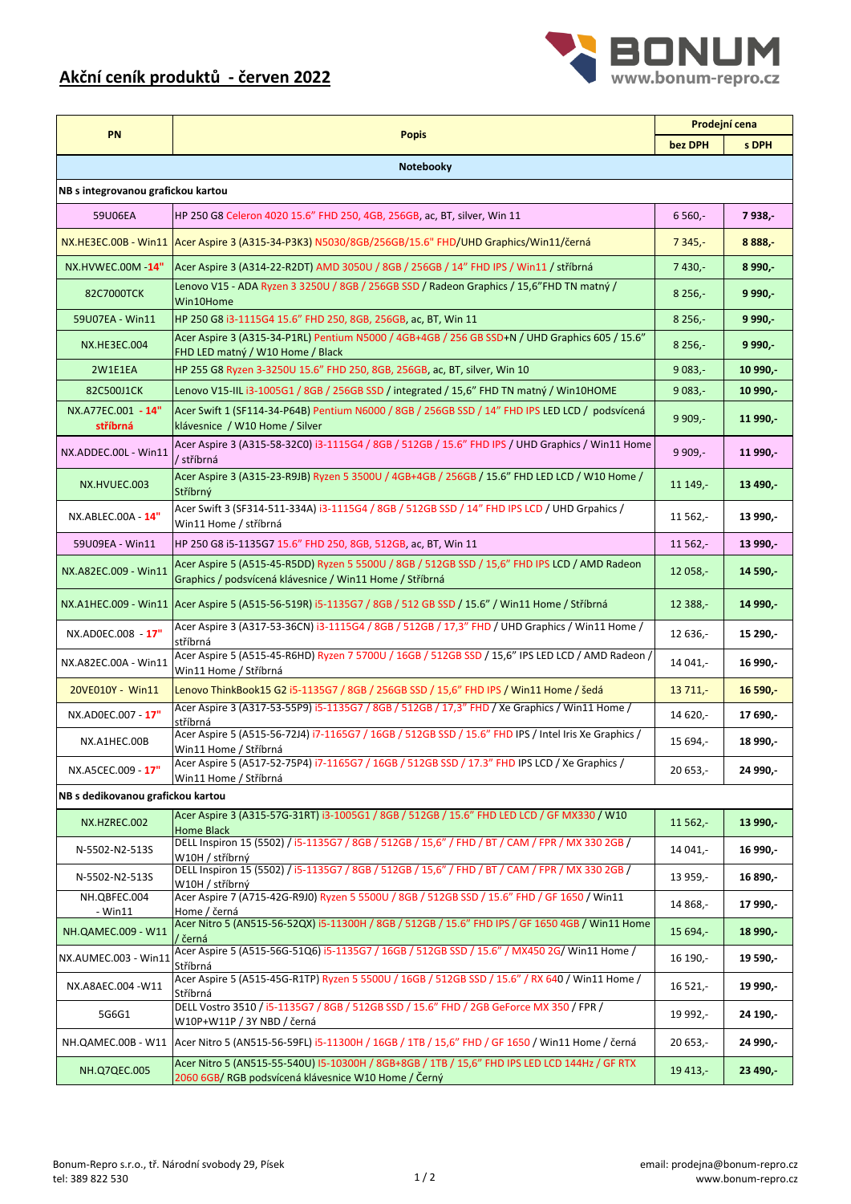# Akční ceník produktů - červen 2022

BONUM
www.bonum-repro.cz

| PN | Popis | Prodejní cena | |
|---|---|---|---|
| | | bez DPH | s DPH |
| **Notebooky** | | | |
| **NB s integrovanou grafickou kartou** | | | |
| 59U06EA | HP 250 G8 Celeron 4020 15.6" FHD 250, 4GB, 256GB, ac, BT, silver, Win 11 | 6 560,- | **7 938,-** |
| NX.HE3EC.00B - Win11 | Acer Aspire 3 (A315-34-P3K3) N5030/8GB/256GB/15.6" FHD/UHD Graphics/Win11/černá | 7 345,- | **8 888,-** |
| NX.HVWEC.00M -**14"** | Acer Aspire 3 (A314-22-R2DT) AMD 3050U / 8GB / 256GB / 14" FHD IPS / Win11 / stříbrná | 7 430,- | **8 990,-** |
| 82C7000TCK | Lenovo V15 - ADA Ryzen 3 3250U / 8GB / 256GB SSD / Radeon Graphics / 15,6"FHD TN matný / Win10Home | 8 256,- | **9 990,-** |
| 59U07EA - Win11 | HP 250 G8 i3-1115G4 15.6" FHD 250, 8GB, 256GB, ac, BT, Win 11 | 8 256,- | **9 990,-** |
| NX.HE3EC.004 | Acer Aspire 3 (A315-34-P1RL) Pentium N5000 / 4GB+4GB / 256 GB SSD+N / UHD Graphics 605 / 15.6" FHD LED matný / W10 Home / Black | 8 256,- | **9 990,-** |
| 2W1E1EA | HP 255 G8 Ryzen 3-3250U 15.6" FHD 250, 8GB, 256GB, ac, BT, silver, Win 10 | 9 083,- | **10 990,-** |
| 82C500J1CK | Lenovo V15-IIL i3-1005G1 / 8GB / 256GB SSD / integrated / 15,6" FHD TN matný / Win10HOME | 9 083,- | **10 990,-** |
| NX.A77EC.001 - **14" stříbrná** | Acer Swift 1 (SF114-34-P64B) Pentium N6000 / 8GB / 256GB SSD / 14" FHD IPS LED LCD / podsvícená klávesnice / W10 Home / Silver | 9 909,- | **11 990,-** |
| NX.ADDEC.00L - Win11 | Acer Aspire 3 (A315-58-32C0) i3-1115G4 / 8GB / 512GB / 15.6" FHD IPS / UHD Graphics / Win11 Home / stříbrná | 9 909,- | **11 990,-** |
| NX.HVUEC.003 | Acer Aspire 3 (A315-23-R9JB) Ryzen 5 3500U / 4GB+4GB / 256GB / 15.6" FHD LED LCD / W10 Home / Stříbrný | 11 149,- | **13 490,-** |
| NX.ABLEC.00A - **14"** | Acer Swift 3 (SF314-511-334A) i3-1115G4 / 8GB / 512GB SSD / 14" FHD IPS LCD / UHD Grpahics / Win11 Home / stříbrná | 11 562,- | **13 990,-** |
| 59U09EA - Win11 | HP 250 G8 i5-1135G7 15.6" FHD 250, 8GB, 512GB, ac, BT, Win 11 | 11 562,- | **13 990,-** |
| NX.A82EC.009 - Win11 | Acer Aspire 5 (A515-45-R5DD) Ryzen 5 5500U / 8GB / 512GB SSD / 15,6" FHD IPS LCD / AMD Radeon Graphics / podsvícená klávesnice / Win11 Home / Stříbrná | 12 058,- | **14 590,-** |
| NX.A1HEC.009 - Win11 | Acer Aspire 5 (A515-56-519R) i5-1135G7 / 8GB / 512 GB SSD / 15.6" / Win11 Home / Stříbrná | 12 388,- | **14 990,-** |
| NX.AD0EC.008 - **17"** | Acer Aspire 3 (A317-53-36CN) i3-1115G4 / 8GB / 512GB / 17,3" FHD / UHD Graphics / Win11 Home / stříbrná | 12 636,- | **15 290,-** |
| NX.A82EC.00A - Win11 | Acer Aspire 5 (A515-45-R6HD) Ryzen 7 5700U / 16GB / 512GB SSD / 15,6" IPS LED LCD / AMD Radeon / Win11 Home / Stříbrná | 14 041,- | **16 990,-** |
| 20VE010Y - Win11 | Lenovo ThinkBook15 G2 i5-1135G7 / 8GB / 256GB SSD / 15,6" FHD IPS / Win11 Home / šedá | 13 711,- | **16 590,-** |
| NX.AD0EC.007 - **17"** | Acer Aspire 3 (A317-53-55P9) i5-1135G7 / 8GB / 512GB / 17,3" FHD / Xe Graphics / Win11 Home / stříbrná | 14 620,- | **17 690,-** |
| NX.A1HEC.00B | Acer Aspire 5 (A515-56-72J4) i7-1165G7 / 16GB / 512GB SSD / 15.6" FHD IPS / Intel Iris Xe Graphics / Win11 Home / Stříbrná | 15 694,- | **18 990,-** |
| NX.A5CEC.009 - **17"** | Acer Aspire 5 (A517-52-75P4) i7-1165G7 / 16GB / 512GB SSD / 17.3" FHD IPS LCD / Xe Graphics / Win11 Home / Stříbrná | 20 653,- | **24 990,-** |
| **NB s dedikovanou grafickou kartou** | | | |
| NX.HZREC.002 | Acer Aspire 3 (A315-57G-31RT) i3-1005G1 / 8GB / 512GB / 15.6" FHD LED LCD / GF MX330 / W10 Home Black | 11 562,- | **13 990,-** |
| N-5502-N2-513S | DELL Inspiron 15 (5502) / i5-1135G7 / 8GB / 512GB / 15,6" / FHD / BT / CAM / FPR / MX 330 2GB / W10H / stříbrný | 14 041,- | **16 990,-** |
| N-5502-N2-513S | DELL Inspiron 15 (5502) / i5-1135G7 / 8GB / 512GB / 15,6" / FHD / BT / CAM / FPR / MX 330 2GB / W10H / stříbrný | 13 959,- | **16 890,-** |
| NH.QBFEC.004 - Win11 | Acer Aspire 7 (A715-42G-R9J0) Ryzen 5 5500U / 8GB / 512GB SSD / 15.6" FHD / GF 1650 / Win11 Home / černá | 14 868,- | **17 990,-** |
| NH.QAMEC.009 - W11 | Acer Nitro 5 (AN515-56-52QX) i5-11300H / 8GB / 512GB / 15.6" FHD IPS / GF 1650 4GB / Win11 Home / černá | 15 694,- | **18 990,-** |
| NX.AUMEC.003 - Win11 | Acer Aspire 5 (A515-56G-51Q6) i5-1135G7 / 16GB / 512GB SSD / 15.6" / MX450 2G/ Win11 Home / Stříbrná | 16 190,- | **19 590,-** |
| NX.A8AEC.004 -W11 | Acer Aspire 5 (A515-45G-R1TP) Ryzen 5 5500U / 16GB / 512GB SSD / 15.6" / RX 640 / Win11 Home / Stříbrná | 16 521,- | **19 990,-** |
| 5G6G1 | DELL Vostro 3510 / i5-1135G7 / 8GB / 512GB SSD / 15.6" FHD / 2GB GeForce MX 350 / FPR / W10P+W11P / 3Y NBD / černá | 19 992,- | **24 190,-** |
| NH.QAMEC.00B - W11 | Acer Nitro 5 (AN515-56-59FL) i5-11300H / 16GB / 1TB / 15,6" FHD / GF 1650 / Win11 Home / černá | 20 653,- | **24 990,-** |
| NH.Q7QEC.005 | Acer Nitro 5 (AN515-55-540U) I5-10300H / 8GB+8GB / 1TB / 15,6" FHD IPS LED LCD 144Hz / GF RTX 2060 6GB/ RGB podsvícená klávesnice W10 Home / Černý | 19 413,- | **23 490,-** |

Bonum-Repro s.r.o., tř. Národní svobody 29, Písek
tel: 389 822 530

email: prodejna@bonum-repro.cz
www.bonum-repro.cz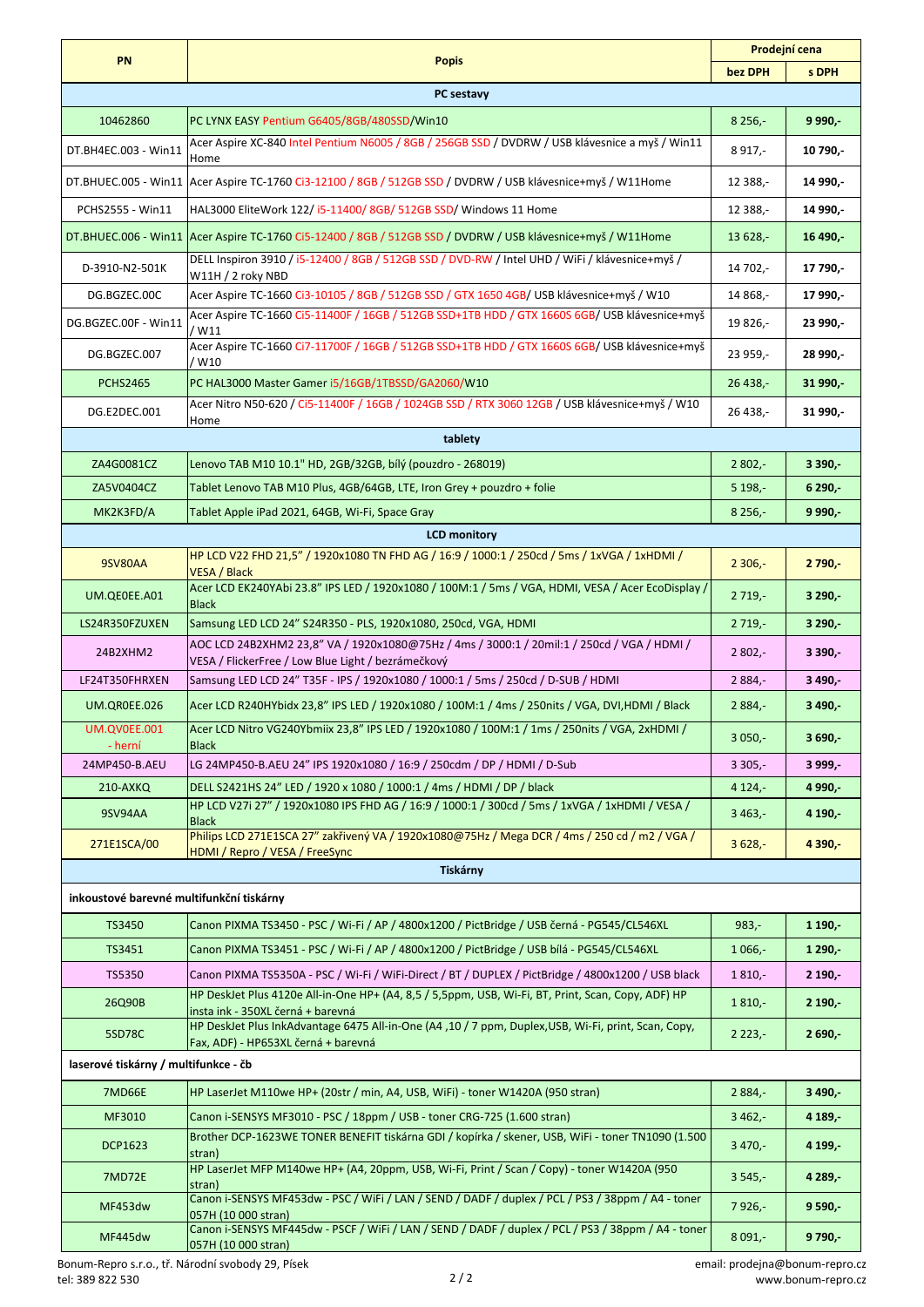| PN | Popis | Prodejní cena | |
|---|---|---|---|
| | | bez DPH | s DPH |
| **PC sestavy** | | | |
| 10462860 | PC LYNX EASY Pentium G6405/8GB/480SSD/Win10 | 8 256,- | **9 990,-** |
| DT.BH4EC.003 - Win11 | Acer Aspire XC-840 Intel Pentium N6005 / 8GB / 256GB SSD / DVDRW / USB klávesnice a myš / Win11 Home | 8 917,- | **10 790,-** |
| DT.BHUEC.005 - Win11 | Acer Aspire TC-1760 Ci3-12100 / 8GB / 512GB SSD / DVDRW / USB klávesnice+myš / W11Home | 12 388,- | **14 990,-** |
| PCHS2555 - Win11 | HAL3000 EliteWork 122/ i5-11400/ 8GB/ 512GB SSD/ Windows 11 Home | 12 388,- | **14 990,-** |
| DT.BHUEC.006 - Win11 | Acer Aspire TC-1760 Ci5-12400 / 8GB / 512GB SSD / DVDRW / USB klávesnice+myš / W11Home | 13 628,- | **16 490,-** |
| D-3910-N2-501K | DELL Inspiron 3910 / i5-12400 / 8GB / 512GB SSD / DVD-RW / Intel UHD / WiFi / klávesnice+myš / W11H / 2 roky NBD | 14 702,- | **17 790,-** |
| DG.BGZEC.00C | Acer Aspire TC-1660 Ci3-10105 / 8GB / 512GB SSD / GTX 1650 4GB/ USB klávesnice+myš / W10 | 14 868,- | **17 990,-** |
| DG.BGZEC.00F - Win11 | Acer Aspire TC-1660 Ci5-11400F / 16GB / 512GB SSD+1TB HDD / GTX 1660S 6GB/ USB klávesnice+myš / W11 | 19 826,- | **23 990,-** |
| DG.BGZEC.007 | Acer Aspire TC-1660 Ci7-11700F / 16GB / 512GB SSD+1TB HDD / GTX 1660S 6GB/ USB klávesnice+myš / W10 | 23 959,- | **28 990,-** |
| PCHS2465 | PC HAL3000 Master Gamer i5/16GB/1TBSSD/GA2060/W10 | 26 438,- | **31 990,-** |
| DG.E2DEC.001 | Acer Nitro N50-620 / Ci5-11400F / 16GB / 1024GB SSD / RTX 3060 12GB / USB klávesnice+myš / W10 Home | 26 438,- | **31 990,-** |
| **tablety** | | | |
| ZA4G0081CZ | Lenovo TAB M10 10.1" HD, 2GB/32GB, bílý (pouzdro - 268019) | 2 802,- | **3 390,-** |
| ZA5V0404CZ | Tablet Lenovo TAB M10 Plus, 4GB/64GB, LTE, Iron Grey + pouzdro + folie | 5 198,- | **6 290,-** |
| MK2K3FD/A | Tablet Apple iPad 2021, 64GB, Wi-Fi, Space Gray | 8 256,- | **9 990,-** |
| **LCD monitory** | | | |
| 9SV80AA | HP LCD V22 FHD 21,5" / 1920x1080 TN FHD AG / 16:9 / 1000:1 / 250cd / 5ms / 1xVGA / 1xHDMI / VESA / Black | 2 306,- | **2 790,-** |
| UM.QE0EE.A01 | Acer LCD EK240YAbi 23.8" IPS LED / 1920x1080 / 100M:1 / 5ms / VGA, HDMI, VESA / Acer EcoDisplay / Black | 2 719,- | **3 290,-** |
| LS24R350FZUXEN | Samsung LED LCD 24" S24R350 - PLS, 1920x1080, 250cd, VGA, HDMI | 2 719,- | **3 290,-** |
| 24B2XHM2 | AOC LCD 24B2XHM2 23,8" VA / 1920x1080@75Hz / 4ms / 3000:1 / 20mil:1 / 250cd / VGA / HDMI / VESA / FlickerFree / Low Blue Light / bezrámečkový | 2 802,- | **3 390,-** |
| LF24T350FHRXEN | Samsung LED LCD 24" T35F - IPS / 1920x1080 / 1000:1 / 5ms / 250cd / D-SUB / HDMI | 2 884,- | **3 490,-** |
| UM.QR0EE.026 | Acer LCD R240HYbidx 23,8" IPS LED / 1920x1080 / 100M:1 / 4ms / 250nits / VGA, DVI,HDMI / Black | 2 884,- | **3 490,-** |
| UM.QV0EE.001 - herní | Acer LCD Nitro VG240Ybmiix 23,8" IPS LED / 1920x1080 / 100M:1 / 1ms / 250nits / VGA, 2xHDMI / Black | 3 050,- | **3 690,-** |
| 24MP450-B.AEU | LG 24MP450-B.AEU 24" IPS 1920x1080 / 16:9 / 250cdm / DP / HDMI / D-Sub | 3 305,- | **3 999,-** |
| 210-AXKQ | DELL S2421HS 24" LED / 1920 x 1080 / 1000:1 / 4ms / HDMI / DP / black | 4 124,- | **4 990,-** |
| 9SV94AA | HP LCD V27i 27" / 1920x1080 IPS FHD AG / 16:9 / 1000:1 / 300cd / 5ms / 1xVGA / 1xHDMI / VESA / Black | 3 463,- | **4 190,-** |
| 271E1SCA/00 | Philips LCD 271E1SCA 27" zakřivený VA / 1920x1080@75Hz / Mega DCR / 4ms / 250 cd / m2 / VGA / HDMI / Repro / VESA / FreeSync | 3 628,- | **4 390,-** |
| **Tiskárny** | | | |
| **inkoustové barevné multifunkční tiskárny** | | | |
| TS3450 | Canon PIXMA TS3450 - PSC / Wi-Fi / AP / 4800x1200 / PictBridge / USB černá - PG545/CL546XL | 983,- | **1 190,-** |
| TS3451 | Canon PIXMA TS3451 - PSC / Wi-Fi / AP / 4800x1200 / PictBridge / USB bílá - PG545/CL546XL | 1 066,- | **1 290,-** |
| TS5350 | Canon PIXMA TS5350A - PSC / Wi-Fi / WiFi-Direct / BT / DUPLEX / PictBridge / 4800x1200 / USB black | 1 810,- | **2 190,-** |
| 26Q90B | HP DeskJet Plus 4120e All-in-One HP+ (A4, 8,5 / 5,5ppm, USB, Wi-Fi, BT, Print, Scan, Copy, ADF) HP insta ink - 350XL černá + barevná | 1 810,- | **2 190,-** |
| 5SD78C | HP DeskJet Plus InkAdvantage 6475 All-in-One (A4 ,10 / 7 ppm, Duplex,USB, Wi-Fi, print, Scan, Copy, Fax, ADF) - HP653XL černá + barevná | 2 223,- | **2 690,-** |
| **laserové tiskárny / multifunkce - čb** | | | |
| 7MD66E | HP LaserJet M110we HP+ (20str / min, A4, USB, WiFi) - toner W1420A (950 stran) | 2 884,- | **3 490,-** |
| MF3010 | Canon i-SENSYS MF3010 - PSC / 18ppm / USB - toner CRG-725 (1.600 stran) | 3 462,- | **4 189,-** |
| DCP1623 | Brother DCP-1623WE TONER BENEFIT tiskárna GDI / kopírka / skener, USB, WiFi - toner TN1090 (1.500 stran) | 3 470,- | **4 199,-** |
| 7MD72E | HP LaserJet MFP M140we HP+ (A4, 20ppm, USB, Wi-Fi, Print / Scan / Copy) - toner W1420A (950 stran) | 3 545,- | **4 289,-** |
| MF453dw | Canon i-SENSYS MF453dw - PSC / WiFi / LAN / SEND / DADF / duplex / PCL / PS3 / 38ppm / A4 - toner 057H (10 000 stran) | 7 926,- | **9 590,-** |
| MF445dw | Canon i-SENSYS MF445dw - PSCF / WiFi / LAN / SEND / DADF / duplex / PCL / PS3 / 38ppm / A4 - toner 057H (10 000 stran) | 8 091,- | **9 790,-** |

Bonum-Repro s.r.o., tř. Národní svobody 29, Písek
tel: 389 822 530

email: prodejna@bonum-repro.cz
www.bonum-repro.cz